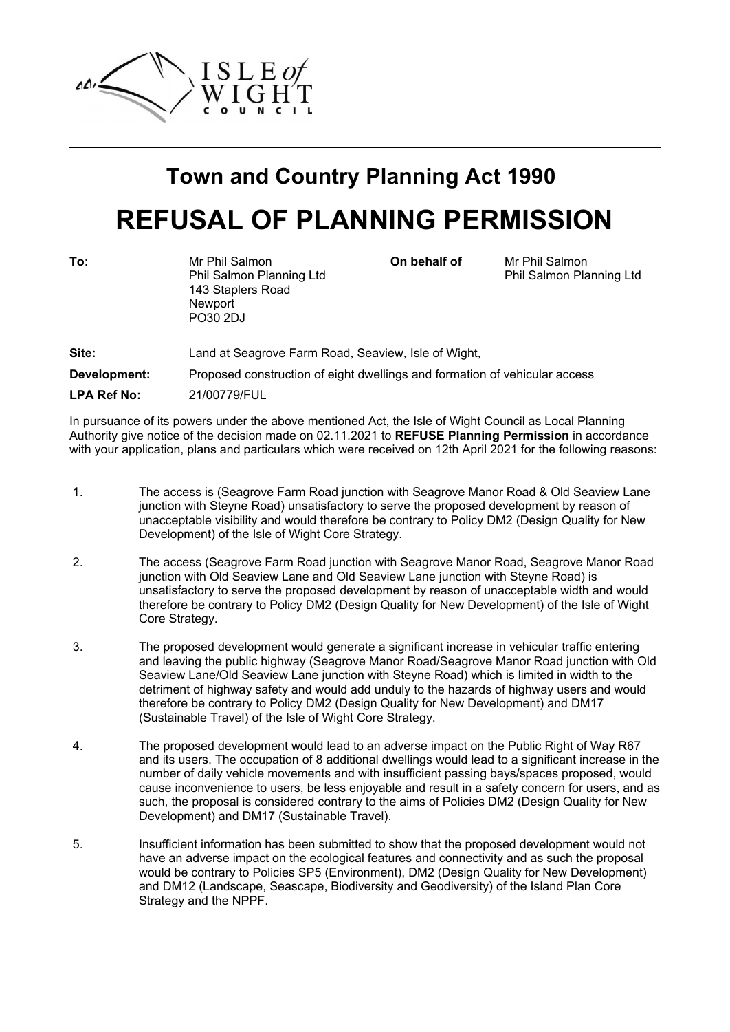ISLE *of* WIGHT COUNCIL

## Town and Country Planning Act 1990

# REFUSAL OF PLANNING PERMISSION

| | | | |
|---|---|---|---|
| **To:** | Mr Phil Salmon<br>Phil Salmon Planning Ltd<br>143 Staplers Road<br>Newport<br>PO30 2DJ | **On behalf of** | Mr Phil Salmon<br>Phil Salmon Planning Ltd |

**Site:** Land at Seagrove Farm Road, Seaview, Isle of Wight,

**Development:** Proposed construction of eight dwellings and formation of vehicular access

**LPA Ref No:** 21/00779/FUL

In pursuance of its powers under the above mentioned Act, the Isle of Wight Council as Local Planning Authority give notice of the decision made on 02.11.2021 to **REFUSE Planning Permission** in accordance with your application, plans and particulars which were received on 12th April 2021 for the following reasons:

1. The access is (Seagrove Farm Road junction with Seagrove Manor Road & Old Seaview Lane junction with Steyne Road) unsatisfactory to serve the proposed development by reason of unacceptable visibility and would therefore be contrary to Policy DM2 (Design Quality for New Development) of the Isle of Wight Core Strategy.

2. The access (Seagrove Farm Road junction with Seagrove Manor Road, Seagrove Manor Road junction with Old Seaview Lane and Old Seaview Lane junction with Steyne Road) is unsatisfactory to serve the proposed development by reason of unacceptable width and would therefore be contrary to Policy DM2 (Design Quality for New Development) of the Isle of Wight Core Strategy.

3. The proposed development would generate a significant increase in vehicular traffic entering and leaving the public highway (Seagrove Manor Road/Seagrove Manor Road junction with Old Seaview Lane/Old Seaview Lane junction with Steyne Road) which is limited in width to the detriment of highway safety and would add unduly to the hazards of highway users and would therefore be contrary to Policy DM2 (Design Quality for New Development) and DM17 (Sustainable Travel) of the Isle of Wight Core Strategy.

4. The proposed development would lead to an adverse impact on the Public Right of Way R67 and its users. The occupation of 8 additional dwellings would lead to a significant increase in the number of daily vehicle movements and with insufficient passing bays/spaces proposed, would cause inconvenience to users, be less enjoyable and result in a safety concern for users, and as such, the proposal is considered contrary to the aims of Policies DM2 (Design Quality for New Development) and DM17 (Sustainable Travel).

5. Insufficient information has been submitted to show that the proposed development would not have an adverse impact on the ecological features and connectivity and as such the proposal would be contrary to Policies SP5 (Environment), DM2 (Design Quality for New Development) and DM12 (Landscape, Seascape, Biodiversity and Geodiversity) of the Island Plan Core Strategy and the NPPF.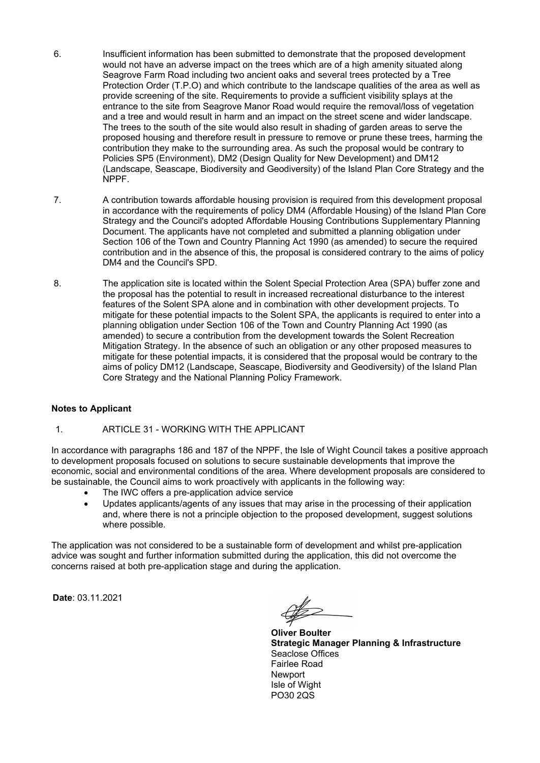6. Insufficient information has been submitted to demonstrate that the proposed development would not have an adverse impact on the trees which are of a high amenity situated along Seagrove Farm Road including two ancient oaks and several trees protected by a Tree Protection Order (T.P.O) and which contribute to the landscape qualities of the area as well as provide screening of the site. Requirements to provide a sufficient visibility splays at the entrance to the site from Seagrove Manor Road would require the removal/loss of vegetation and a tree and would result in harm and an impact on the street scene and wider landscape. The trees to the south of the site would also result in shading of garden areas to serve the proposed housing and therefore result in pressure to remove or prune these trees, harming the contribution they make to the surrounding area. As such the proposal would be contrary to Policies SP5 (Environment), DM2 (Design Quality for New Development) and DM12 (Landscape, Seascape, Biodiversity and Geodiversity) of the Island Plan Core Strategy and the NPPF.

7. A contribution towards affordable housing provision is required from this development proposal in accordance with the requirements of policy DM4 (Affordable Housing) of the Island Plan Core Strategy and the Council's adopted Affordable Housing Contributions Supplementary Planning Document. The applicants have not completed and submitted a planning obligation under Section 106 of the Town and Country Planning Act 1990 (as amended) to secure the required contribution and in the absence of this, the proposal is considered contrary to the aims of policy DM4 and the Council's SPD.

8. The application site is located within the Solent Special Protection Area (SPA) buffer zone and the proposal has the potential to result in increased recreational disturbance to the interest features of the Solent SPA alone and in combination with other development projects. To mitigate for these potential impacts to the Solent SPA, the applicants is required to enter into a planning obligation under Section 106 of the Town and Country Planning Act 1990 (as amended) to secure a contribution from the development towards the Solent Recreation Mitigation Strategy. In the absence of such an obligation or any other proposed measures to mitigate for these potential impacts, it is considered that the proposal would be contrary to the aims of policy DM12 (Landscape, Seascape, Biodiversity and Geodiversity) of the Island Plan Core Strategy and the National Planning Policy Framework.

**Notes to Applicant**

1. ARTICLE 31 - WORKING WITH THE APPLICANT

In accordance with paragraphs 186 and 187 of the NPPF, the Isle of Wight Council takes a positive approach to development proposals focused on solutions to secure sustainable developments that improve the economic, social and environmental conditions of the area. Where development proposals are considered to be sustainable, the Council aims to work proactively with applicants in the following way:

- The IWC offers a pre-application advice service
- Updates applicants/agents of any issues that may arise in the processing of their application and, where there is not a principle objection to the proposed development, suggest solutions where possible.

The application was not considered to be a sustainable form of development and whilst pre-application advice was sought and further information submitted during the application, this did not overcome the concerns raised at both pre-application stage and during the application.

**Date**: 03.11.2021

**Oliver Boulter**
**Strategic Manager Planning & Infrastructure**
Seaclose Offices
Fairlee Road
Newport
Isle of Wight
PO30 2QS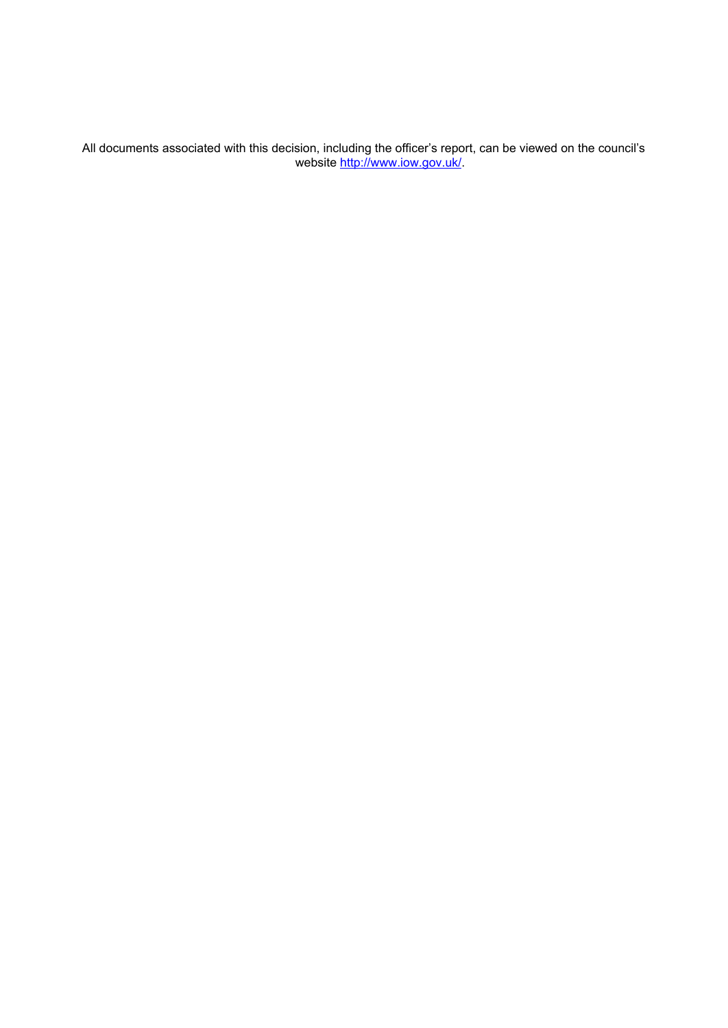All documents associated with this decision, including the officer's report, can be viewed on the council's website [http://www.iow.gov.uk/](http://www.iow.gov.uk/).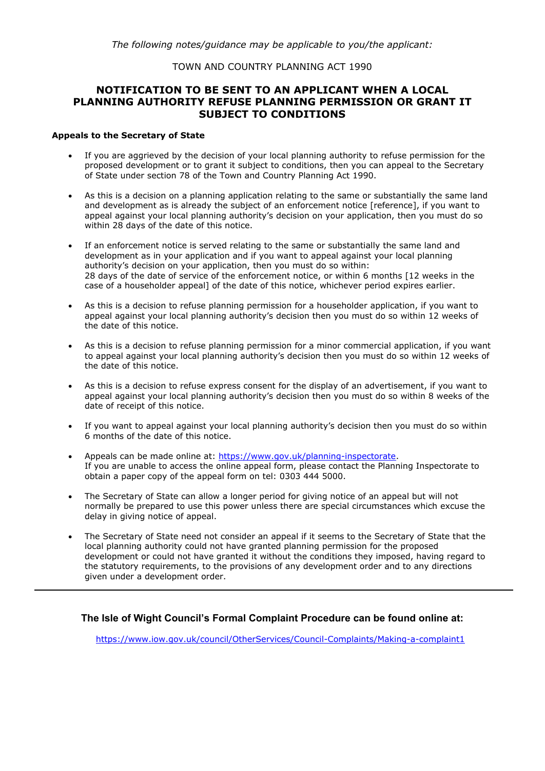*The following notes/guidance may be applicable to you/the applicant:*

TOWN AND COUNTRY PLANNING ACT 1990

## NOTIFICATION TO BE SENT TO AN APPLICANT WHEN A LOCAL PLANNING AUTHORITY REFUSE PLANNING PERMISSION OR GRANT IT SUBJECT TO CONDITIONS

**Appeals to the Secretary of State**

- If you are aggrieved by the decision of your local planning authority to refuse permission for the proposed development or to grant it subject to conditions, then you can appeal to the Secretary of State under section 78 of the Town and Country Planning Act 1990.
- As this is a decision on a planning application relating to the same or substantially the same land and development as is already the subject of an enforcement notice [reference], if you want to appeal against your local planning authority's decision on your application, then you must do so within 28 days of the date of this notice.
- If an enforcement notice is served relating to the same or substantially the same land and development as in your application and if you want to appeal against your local planning authority's decision on your application, then you must do so within: 28 days of the date of service of the enforcement notice, or within 6 months [12 weeks in the case of a householder appeal] of the date of this notice, whichever period expires earlier.
- As this is a decision to refuse planning permission for a householder application, if you want to appeal against your local planning authority's decision then you must do so within 12 weeks of the date of this notice.
- As this is a decision to refuse planning permission for a minor commercial application, if you want to appeal against your local planning authority's decision then you must do so within 12 weeks of the date of this notice.
- As this is a decision to refuse express consent for the display of an advertisement, if you want to appeal against your local planning authority's decision then you must do so within 8 weeks of the date of receipt of this notice.
- If you want to appeal against your local planning authority's decision then you must do so within 6 months of the date of this notice.
- Appeals can be made online at: https://www.gov.uk/planning-inspectorate. If you are unable to access the online appeal form, please contact the Planning Inspectorate to obtain a paper copy of the appeal form on tel: 0303 444 5000.
- The Secretary of State can allow a longer period for giving notice of an appeal but will not normally be prepared to use this power unless there are special circumstances which excuse the delay in giving notice of appeal.
- The Secretary of State need not consider an appeal if it seems to the Secretary of State that the local planning authority could not have granted planning permission for the proposed development or could not have granted it without the conditions they imposed, having regard to the statutory requirements, to the provisions of any development order and to any directions given under a development order.

---

**The Isle of Wight Council's Formal Complaint Procedure can be found online at:**

https://www.iow.gov.uk/council/OtherServices/Council-Complaints/Making-a-complaint1